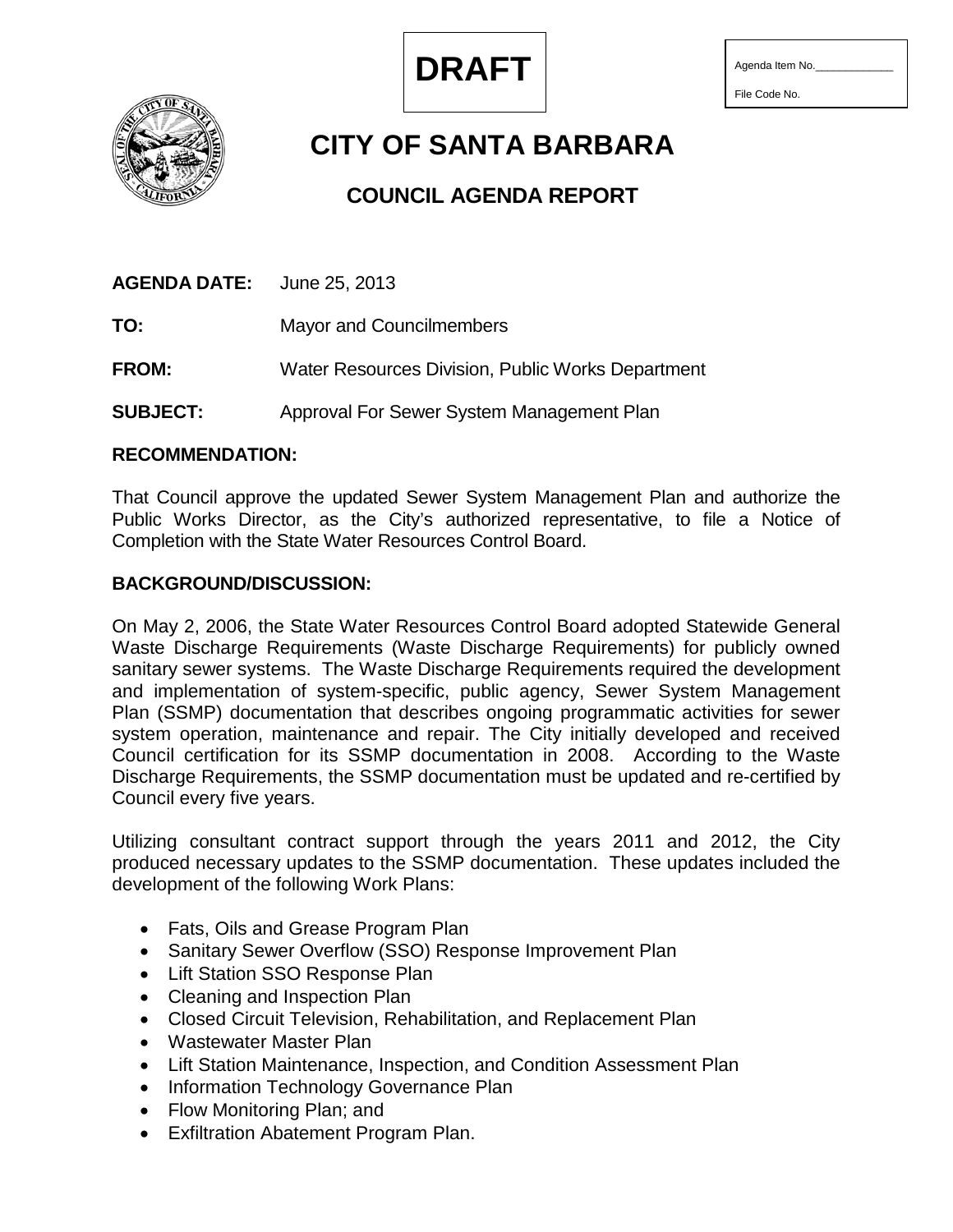**DRAFT**

Agenda Item No.____________

File Code No.

# CITY OF SANTA BARBARA

## COUNCIL AGENDA REPORT

**AGENDA DATE:** June 25, 2013

**TO:** Mayor and Councilmembers

**FROM:** Water Resources Division, Public Works Department

**SUBJECT:** Approval For Sewer System Management Plan

**RECOMMENDATION:**

That Council approve the updated Sewer System Management Plan and authorize the Public Works Director, as the City's authorized representative, to file a Notice of Completion with the State Water Resources Control Board.

**BACKGROUND/DISCUSSION:**

On May 2, 2006, the State Water Resources Control Board adopted Statewide General Waste Discharge Requirements (Waste Discharge Requirements) for publicly owned sanitary sewer systems. The Waste Discharge Requirements required the development and implementation of system-specific, public agency, Sewer System Management Plan (SSMP) documentation that describes ongoing programmatic activities for sewer system operation, maintenance and repair. The City initially developed and received Council certification for its SSMP documentation in 2008. According to the Waste Discharge Requirements, the SSMP documentation must be updated and re-certified by Council every five years.

Utilizing consultant contract support through the years 2011 and 2012, the City produced necessary updates to the SSMP documentation. These updates included the development of the following Work Plans:

- Fats, Oils and Grease Program Plan
- Sanitary Sewer Overflow (SSO) Response Improvement Plan
- Lift Station SSO Response Plan
- Cleaning and Inspection Plan
- Closed Circuit Television, Rehabilitation, and Replacement Plan
- Wastewater Master Plan
- Lift Station Maintenance, Inspection, and Condition Assessment Plan
- Information Technology Governance Plan
- Flow Monitoring Plan; and
- Exfiltration Abatement Program Plan.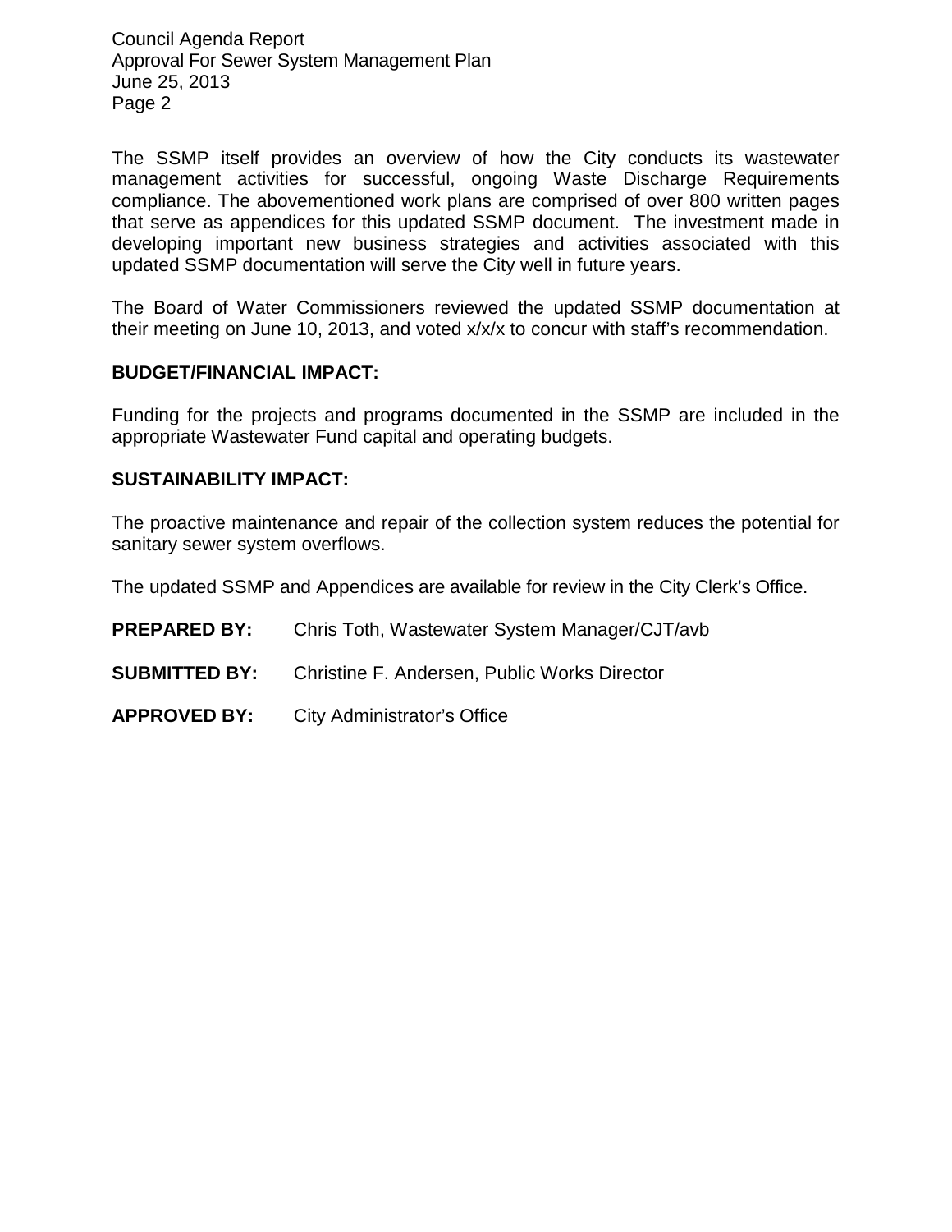The SSMP itself provides an overview of how the City conducts its wastewater management activities for successful, ongoing Waste Discharge Requirements compliance. The abovementioned work plans are comprised of over 800 written pages that serve as appendices for this updated SSMP document. The investment made in developing important new business strategies and activities associated with this updated SSMP documentation will serve the City well in future years.

The Board of Water Commissioners reviewed the updated SSMP documentation at their meeting on June 10, 2013, and voted x/x/x to concur with staff's recommendation.

**BUDGET/FINANCIAL IMPACT:**

Funding for the projects and programs documented in the SSMP are included in the appropriate Wastewater Fund capital and operating budgets.

**SUSTAINABILITY IMPACT:**

The proactive maintenance and repair of the collection system reduces the potential for sanitary sewer system overflows.

The updated SSMP and Appendices are available for review in the City Clerk's Office.

**PREPARED BY:** Chris Toth, Wastewater System Manager/CJT/avb

**SUBMITTED BY:** Christine F. Andersen, Public Works Director

**APPROVED BY:** City Administrator's Office